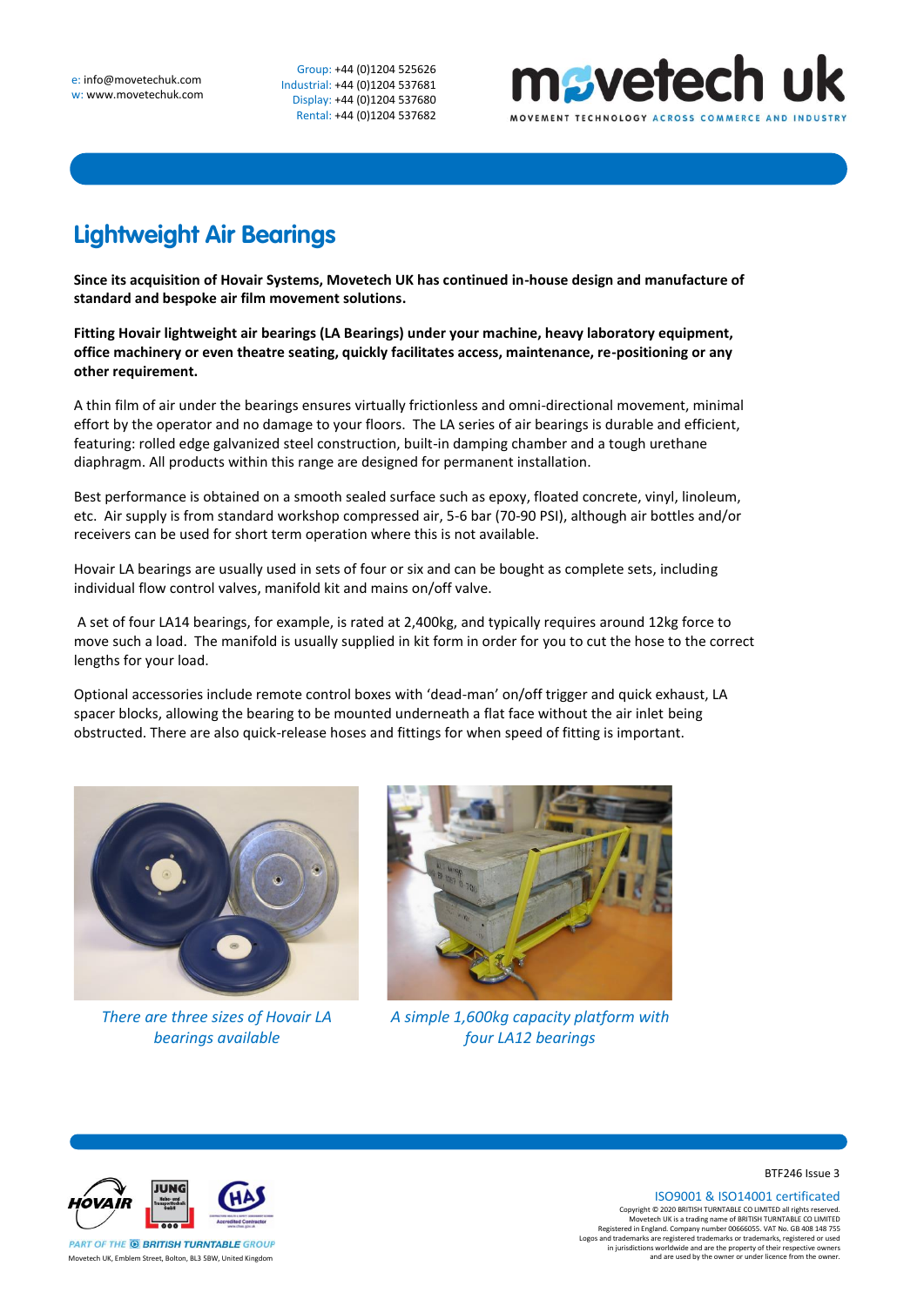e: info@movetechuk.com
w: www.movetechuk.com

Group: +44 (0)1204 525626
Industrial: +44 (0)1204 537681
Display: +44 (0)1204 537680
Rental: +44 (0)1204 537682

# Lightweight Air Bearings

**Since its acquisition of Hovair Systems, Movetech UK has continued in-house design and manufacture of standard and bespoke air film movement solutions.**

**Fitting Hovair lightweight air bearings (LA Bearings) under your machine, heavy laboratory equipment, office machinery or even theatre seating, quickly facilitates access, maintenance, re-positioning or any other requirement.**

A thin film of air under the bearings ensures virtually frictionless and omni-directional movement, minimal effort by the operator and no damage to your floors. The LA series of air bearings is durable and efficient, featuring: rolled edge galvanized steel construction, built-in damping chamber and a tough urethane diaphragm. All products within this range are designed for permanent installation.

Best performance is obtained on a smooth sealed surface such as epoxy, floated concrete, vinyl, linoleum, etc. Air supply is from standard workshop compressed air, 5-6 bar (70-90 PSI), although air bottles and/or receivers can be used for short term operation where this is not available.

Hovair LA bearings are usually used in sets of four or six and can be bought as complete sets, including individual flow control valves, manifold kit and mains on/off valve.

A set of four LA14 bearings, for example, is rated at 2,400kg, and typically requires around 12kg force to move such a load. The manifold is usually supplied in kit form in order for you to cut the hose to the correct lengths for your load.

Optional accessories include remote control boxes with 'dead-man' on/off trigger and quick exhaust, LA spacer blocks, allowing the bearing to be mounted underneath a flat face without the air inlet being obstructed. There are also quick-release hoses and fittings for when speed of fitting is important.

*There are three sizes of Hovair LA bearings available*

*A simple 1,600kg capacity platform with four LA12 bearings*

BTF246 Issue 3

ISO9001 & ISO14001 certificated

Copyright © 2020 BRITISH TURNTABLE CO LIMITED all rights reserved. Movetech UK is a trading name of BRITISH TURNTABLE CO LIMITED Registered in England. Company number 00666055. VAT No. GB 408 148 755 Logos and trademarks are registered trademarks or trademarks, registered or used in jurisdictions worldwide and are the property of their respective owners and are used by the owner or under licence from the owner.

PART OF THE BRITISH TURNTABLE GROUP

Movetech UK, Emblem Street, Bolton, BL3 5BW, United Kingdom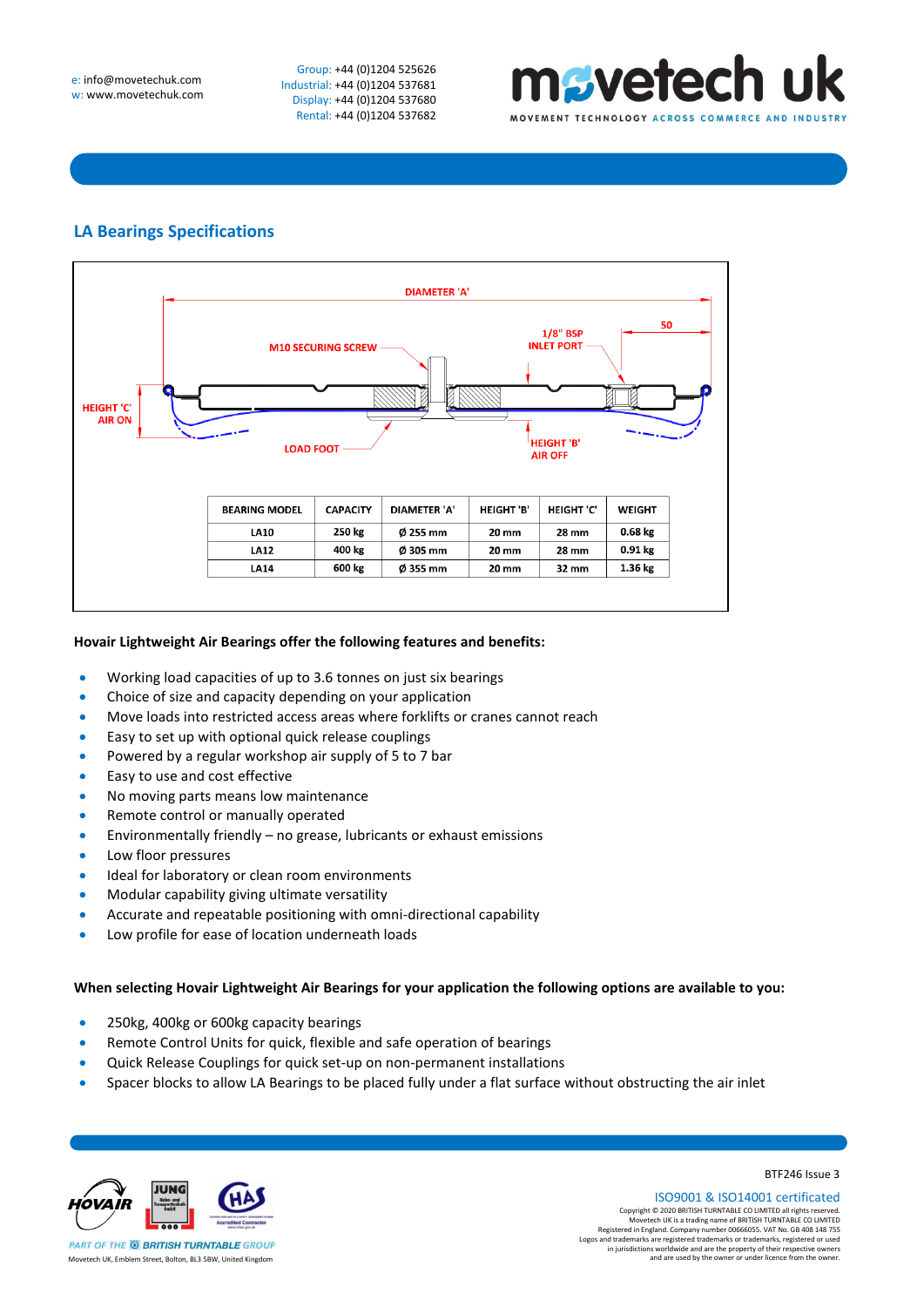## LA Bearings Specifications

DIAMETER 'A'

50

M10 SECURING SCREW

1/8" BSP INLET PORT

HEIGHT 'C' AIR ON

LOAD FOOT

HEIGHT 'B' AIR OFF

| BEARING MODEL | CAPACITY | DIAMETER 'A' | HEIGHT 'B' | HEIGHT 'C' | WEIGHT |
|---|---|---|---|---|---|
| LA10 | 250 kg | Ø 255 mm | 20 mm | 28 mm | 0.68 kg |
| LA12 | 400 kg | Ø 305 mm | 20 mm | 28 mm | 0.91 kg |
| LA14 | 600 kg | Ø 355 mm | 20 mm | 32 mm | 1.36 kg |

**Hovair Lightweight Air Bearings offer the following features and benefits:**

- Working load capacities of up to 3.6 tonnes on just six bearings
- Choice of size and capacity depending on your application
- Move loads into restricted access areas where forklifts or cranes cannot reach
- Easy to set up with optional quick release couplings
- Powered by a regular workshop air supply of 5 to 7 bar
- Easy to use and cost effective
- No moving parts means low maintenance
- Remote control or manually operated
- Environmentally friendly – no grease, lubricants or exhaust emissions
- Low floor pressures
- Ideal for laboratory or clean room environments
- Modular capability giving ultimate versatility
- Accurate and repeatable positioning with omni-directional capability
- Low profile for ease of location underneath loads

**When selecting Hovair Lightweight Air Bearings for your application the following options are available to you:**

- 250kg, 400kg or 600kg capacity bearings
- Remote Control Units for quick, flexible and safe operation of bearings
- Quick Release Couplings for quick set-up on non-permanent installations
- Spacer blocks to allow LA Bearings to be placed fully under a flat surface without obstructing the air inlet